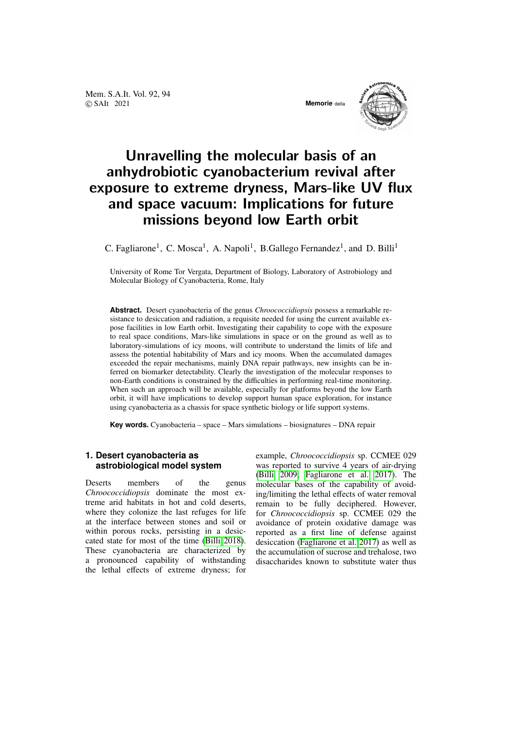# Unravelling the molecular basis of an anhydrobiotic cyanobacterium revival after exposure to extreme dryness, Mars-like UV flux and space vacuum: Implications for future missions beyond low Earth orbit

C. Fagliarone[1], C. Mosca[1], A. Napoli[1], B.Gallego Fernandez[1], and D. Billi[1]

University of Rome Tor Vergata, Department of Biology, Laboratory of Astrobiology and Molecular Biology of Cyanobacteria, Rome, Italy

**Abstract.** Desert cyanobacteria of the genus *Chroococcidiopsis* possess a remarkable resistance to desiccation and radiation, a requisite needed for using the current available expose facilities in low Earth orbit. Investigating their capability to cope with the exposure to real space conditions, Mars-like simulations in space or on the ground as well as to laboratory-simulations of icy moons, will contribute to understand the limits of life and assess the potential habitability of Mars and icy moons. When the accumulated damages exceeded the repair mechanisms, mainly DNA repair pathways, new insights can be inferred on biomarker detectability. Clearly the investigation of the molecular responses to non-Earth conditions is constrained by the difficulties in performing real-time monitoring. When such an approach will be available, especially for platforms beyond the low Earth orbit, it will have implications to develop support human space exploration, for instance using cyanobacteria as a chassis for space synthetic biology or life support systems.

**Key words.** Cyanobacteria – space – Mars simulations – biosignatures – DNA repair

## 1. Desert cyanobacteria as astrobiological model system

Deserts members of the genus *Chroococcidiopsis* dominate the most extreme arid habitats in hot and cold deserts, where they colonize the last refuges for life at the interface between stones and soil or within porous rocks, persisting in a desiccated state for most of the time (Billi 2018). These cyanobacteria are characterized by a pronounced capability of withstanding the lethal effects of extreme dryness; for example, *Chroococcidiopsis* sp. CCMEE 029 was reported to survive 4 years of air-drying (Billi 2009; Fagliarone et al. 2017). The molecular bases of the capability of avoiding/limiting the lethal effects of water removal remain to be fully deciphered. However, for *Chroococcidiopsis* sp. CCMEE 029 the avoidance of protein oxidative damage was reported as a first line of defense against desiccation (Fagliarone et al. 2017) as well as the accumulation of sucrose and trehalose, two disaccharides known to substitute water thus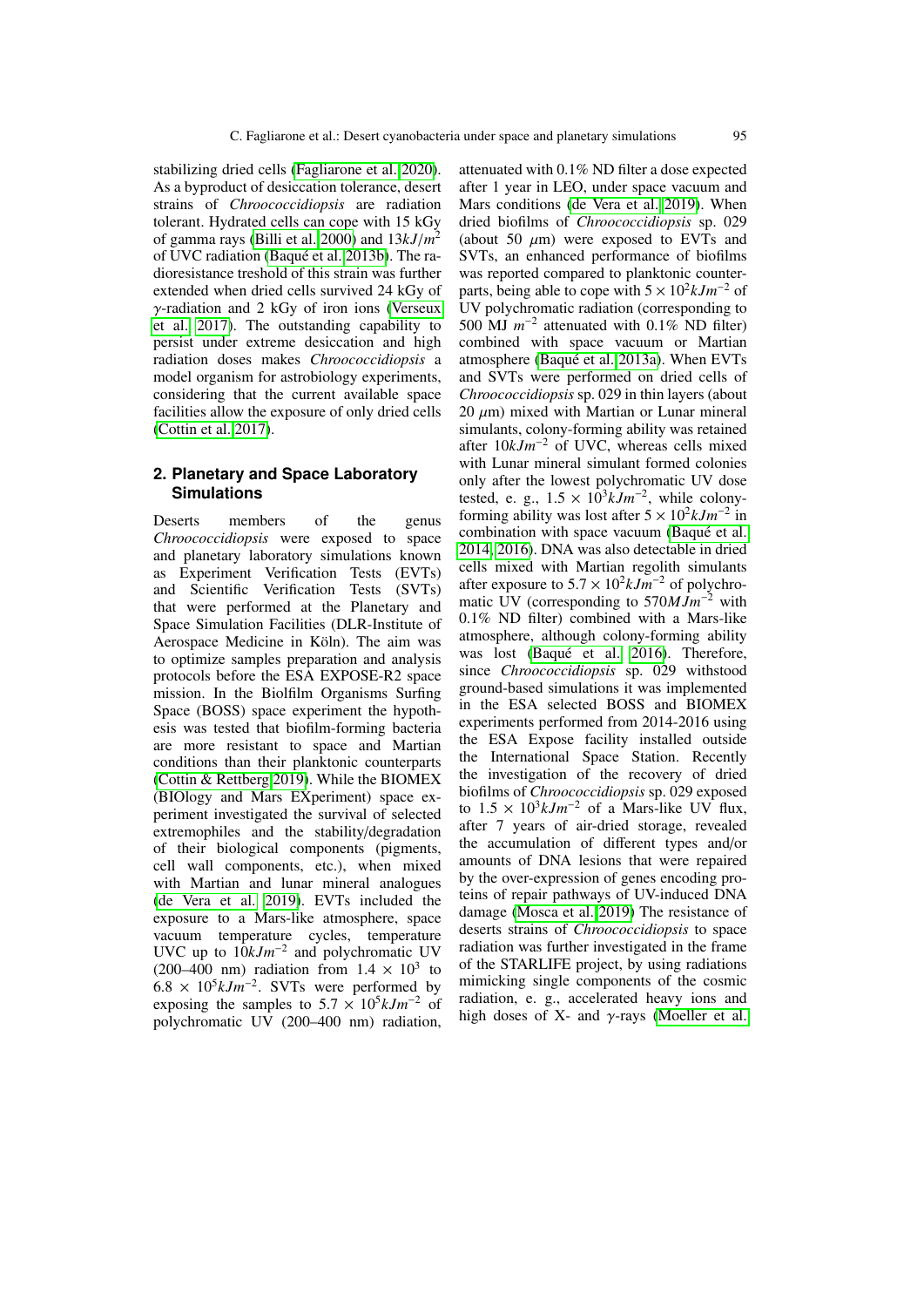stabilizing dried cells (Fagliarone et al. 2020). As a byproduct of desiccation tolerance, desert strains of *Chroococcidiopsis* are radiation tolerant. Hydrated cells can cope with 15 kGy of gamma rays (Billi et al. 2000) and $13kJ/m^2$ of UVC radiation (Baqué et al. 2013b). The radioresistance treshold of this strain was further extended when dried cells survived 24 kGy of $\gamma$-radiation and 2 kGy of iron ions (Verseux et al. 2017). The outstanding capability to persist under extreme desiccation and high radiation doses makes *Chroococcidiopsis* a model organism for astrobiology experiments, considering that the current available space facilities allow the exposure of only dried cells (Cottin et al. 2017).

## 2. Planetary and Space Laboratory Simulations

Deserts members of the genus *Chroococcidiopsis* were exposed to space and planetary laboratory simulations known as Experiment Verification Tests (EVTs) and Scientific Verification Tests (SVTs) that were performed at the Planetary and Space Simulation Facilities (DLR-Institute of Aerospace Medicine in Köln). The aim was to optimize samples preparation and analysis protocols before the ESA EXPOSE-R2 space mission. In the Biolfilm Organisms Surfing Space (BOSS) space experiment the hypothesis was tested that biofilm-forming bacteria are more resistant to space and Martian conditions than their planktonic counterparts (Cottin & Rettberg 2019). While the BIOMEX (BIOlogy and Mars EXperiment) space experiment investigated the survival of selected extremophiles and the stability/degradation of their biological components (pigments, cell wall components, etc.), when mixed with Martian and lunar mineral analogues (de Vera et al. 2019). EVTs included the exposure to a Mars-like atmosphere, space vacuum temperature cycles, temperature UVC up to $10kJm^{-2}$ and polychromatic UV (200–400 nm) radiation from $1.4 \times 10^3$ to $6.8 \times 10^5 kJm^{-2}$. SVTs were performed by exposing the samples to $5.7 \times 10^5 kJm^{-2}$ of polychromatic UV (200–400 nm) radiation, attenuated with 0.1% ND filter a dose expected after 1 year in LEO, under space vacuum and Mars conditions (de Vera et al. 2019). When dried biofilms of *Chroococcidiopsis* sp. 029 (about 50 $\mu$m) were exposed to EVTs and SVTs, an enhanced performance of biofilms was reported compared to planktonic counterparts, being able to cope with $5 \times 10^2 kJm^{-2}$ of UV polychromatic radiation (corresponding to 500 MJ $m^{-2}$ attenuated with 0.1% ND filter) combined with space vacuum or Martian atmosphere (Baqué et al. 2013a). When EVTs and SVTs were performed on dried cells of *Chroococcidiopsis* sp. 029 in thin layers (about 20 $\mu$m) mixed with Martian or Lunar mineral simulants, colony-forming ability was retained after $10kJm^{-2}$ of UVC, whereas cells mixed with Lunar mineral simulant formed colonies only after the lowest polychromatic UV dose tested, e. g., $1.5 \times 10^3 kJm^{-2}$, while colony-forming ability was lost after $5 \times 10^2 kJm^{-2}$ in combination with space vacuum (Baqué et al. 2014, 2016). DNA was also detectable in dried cells mixed with Martian regolith simulants after exposure to $5.7 \times 10^2 kJm^{-2}$ of polychromatic UV (corresponding to $570MJm^{-2}$ with 0.1% ND filter) combined with a Mars-like atmosphere, although colony-forming ability was lost (Baqué et al. 2016). Therefore, since *Chroococcidiopsis* sp. 029 withstood ground-based simulations it was implemented in the ESA selected BOSS and BIOMEX experiments performed from 2014-2016 using the ESA Expose facility installed outside the International Space Station. Recently the investigation of the recovery of dried biofilms of *Chroococcidiopsis* sp. 029 exposed to $1.5 \times 10^3 kJm^{-2}$ of a Mars-like UV flux, after 7 years of air-dried storage, revealed the accumulation of different types and/or amounts of DNA lesions that were repaired by the over-expression of genes encoding proteins of repair pathways of UV-induced DNA damage (Mosca et al. 2019) The resistance of deserts strains of *Chroococcidiopsis* to space radiation was further investigated in the frame of the STARLIFE project, by using radiations mimicking single components of the cosmic radiation, e. g., accelerated heavy ions and high doses of X- and $\gamma$-rays (Moeller et al.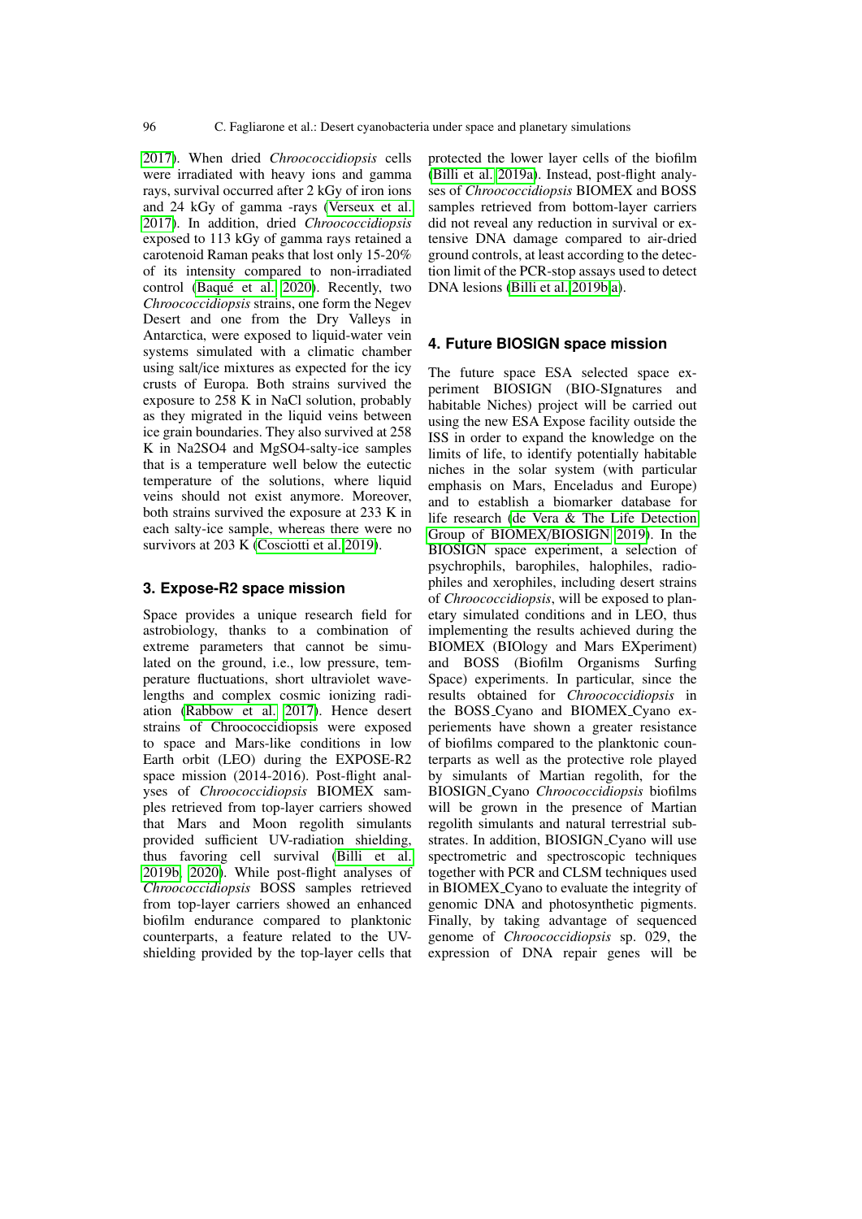2017). When dried *Chroococcidiopsis* cells were irradiated with heavy ions and gamma rays, survival occurred after 2 kGy of iron ions and 24 kGy of gamma -rays (Verseux et al. 2017). In addition, dried *Chroococcidiopsis* exposed to 113 kGy of gamma rays retained a carotenoid Raman peaks that lost only 15-20% of its intensity compared to non-irradiated control (Baqué et al. 2020). Recently, two *Chroococcidiopsis* strains, one form the Negev Desert and one from the Dry Valleys in Antarctica, were exposed to liquid-water vein systems simulated with a climatic chamber using salt/ice mixtures as expected for the icy crusts of Europa. Both strains survived the exposure to 258 K in NaCl solution, probably as they migrated in the liquid veins between ice grain boundaries. They also survived at 258 K in $Na_2SO_4$ and $MgSO_4$-salty-ice samples that is a temperature well below the eutectic temperature of the solutions, where liquid veins should not exist anymore. Moreover, both strains survived the exposure at 233 K in each salty-ice sample, whereas there were no survivors at 203 K (Cosciotti et al. 2019).

## 3. Expose-R2 space mission

Space provides a unique research field for astrobiology, thanks to a combination of extreme parameters that cannot be simulated on the ground, i.e., low pressure, temperature fluctuations, short ultraviolet wavelengths and complex cosmic ionizing radiation (Rabbow et al. 2017). Hence desert strains of Chroococcidiopsis were exposed to space and Mars-like conditions in low Earth orbit (LEO) during the EXPOSE-R2 space mission (2014-2016). Post-flight analyses of *Chroococcidiopsis* BIOMEX samples retrieved from top-layer carriers showed that Mars and Moon regolith simulants provided sufficient UV-radiation shielding, thus favoring cell survival (Billi et al. 2019b, 2020). While post-flight analyses of *Chroococcidiopsis* BOSS samples retrieved from top-layer carriers showed an enhanced biofilm endurance compared to planktonic counterparts, a feature related to the UV-shielding provided by the top-layer cells that protected the lower layer cells of the biofilm (Billi et al. 2019a). Instead, post-flight analyses of *Chroococcidiopsis* BIOMEX and BOSS samples retrieved from bottom-layer carriers did not reveal any reduction in survival or extensive DNA damage compared to air-dried ground controls, at least according to the detection limit of the PCR-stop assays used to detect DNA lesions (Billi et al. 2019b,a).

## 4. Future BIOSIGN space mission

The future space ESA selected space experiment BIOSIGN (BIO-SIgnatures and habitable Niches) project will be carried out using the new ESA Expose facility outside the ISS in order to expand the knowledge on the limits of life, to identify potentially habitable niches in the solar system (with particular emphasis on Mars, Enceladus and Europe) and to establish a biomarker database for life research (de Vera & The Life Detection Group of BIOMEX/BIOSIGN 2019). In the BIOSIGN space experiment, a selection of psychrophils, barophiles, halophiles, radiophiles and xerophiles, including desert strains of *Chroococcidiopsis*, will be exposed to planetary simulated conditions and in LEO, thus implementing the results achieved during the BIOMEX (BIOlogy and Mars EXperiment) and BOSS (Biofilm Organisms Surfing Space) experiments. In particular, since the results obtained for *Chroococcidiopsis* in the BOSS_Cyano and BIOMEX_Cyano experiements have shown a greater resistance of biofilms compared to the planktonic counterparts as well as the protective role played by simulants of Martian regolith, for the BIOSIGN_Cyano *Chroococcidiopsis* biofilms will be grown in the presence of Martian regolith simulants and natural terrestrial substrates. In addition, BIOSIGN_Cyano will use spectrometric and spectroscopic techniques together with PCR and CLSM techniques used in BIOMEX_Cyano to evaluate the integrity of genomic DNA and photosynthetic pigments. Finally, by taking advantage of sequenced genome of *Chroococcidiopsis* sp. 029, the expression of DNA repair genes will be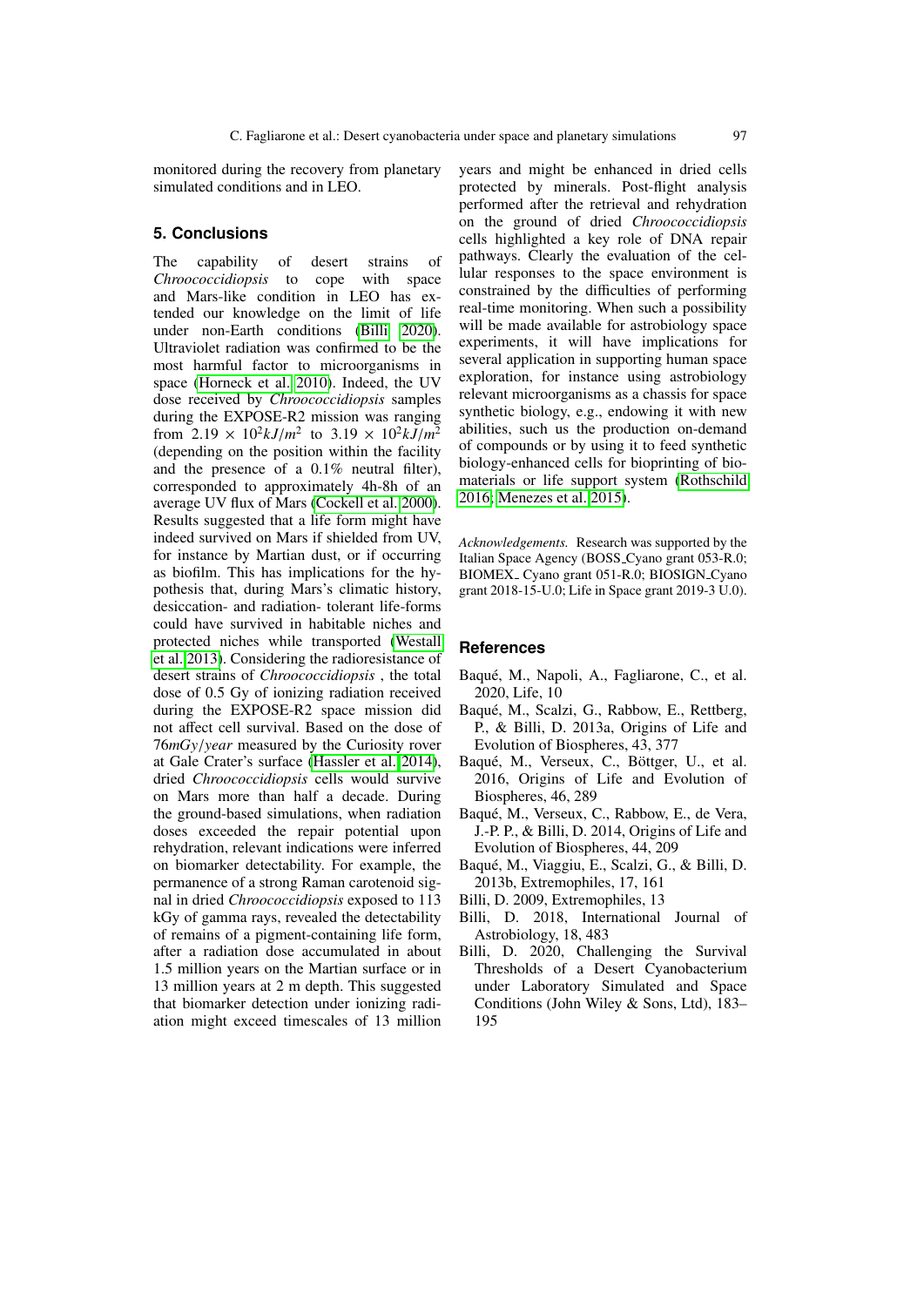monitored during the recovery from planetary simulated conditions and in LEO.

## 5. Conclusions

The capability of desert strains of *Chroococcidiopsis* to cope with space and Mars-like condition in LEO has extended our knowledge on the limit of life under non-Earth conditions (Billi 2020). Ultraviolet radiation was confirmed to be the most harmful factor to microorganisms in space (Horneck et al. 2010). Indeed, the UV dose received by *Chroococcidiopsis* samples during the EXPOSE-R2 mission was ranging from $2.19 \times 10^2 kJ/m^2$ to $3.19 \times 10^2 kJ/m^2$ (depending on the position within the facility and the presence of a 0.1% neutral filter), corresponded to approximately 4h-8h of an average UV flux of Mars (Cockell et al. 2000). Results suggested that a life form might have indeed survived on Mars if shielded from UV, for instance by Martian dust, or if occurring as biofilm. This has implications for the hypothesis that, during Mars's climatic history, desiccation- and radiation- tolerant life-forms could have survived in habitable niches and protected niches while transported (Westall et al. 2013). Considering the radioresistance of desert strains of *Chroococcidiopsis* , the total dose of 0.5 Gy of ionizing radiation received during the EXPOSE-R2 space mission did not affect cell survival. Based on the dose of $76 mGy/year$ measured by the Curiosity rover at Gale Crater's surface (Hassler et al. 2014), dried *Chroococcidiopsis* cells would survive on Mars more than half a decade. During the ground-based simulations, when radiation doses exceeded the repair potential upon rehydration, relevant indications were inferred on biomarker detectability. For example, the permanence of a strong Raman carotenoid signal in dried *Chroococcidiopsis* exposed to 113 kGy of gamma rays, revealed the detectability of remains of a pigment-containing life form, after a radiation dose accumulated in about 1.5 million years on the Martian surface or in 13 million years at 2 m depth. This suggested that biomarker detection under ionizing radiation might exceed timescales of 13 million years and might be enhanced in dried cells protected by minerals. Post-flight analysis performed after the retrieval and rehydration on the ground of dried *Chroococcidiopsis* cells highlighted a key role of DNA repair pathways. Clearly the evaluation of the cellular responses to the space environment is constrained by the difficulties of performing real-time monitoring. When such a possibility will be made available for astrobiology space experiments, it will have implications for several application in supporting human space exploration, for instance using astrobiology relevant microorganisms as a chassis for space synthetic biology, e.g., endowing it with new abilities, such us the production on-demand of compounds or by using it to feed synthetic biology-enhanced cells for bioprinting of biomaterials or life support system (Rothschild 2016; Menezes et al. 2015).

*Acknowledgements.* Research was supported by the Italian Space Agency (BOSS_Cyano grant 053-R.0; BIOMEX_ Cyano grant 051-R.0; BIOSIGN_Cyano grant 2018-15-U.0; Life in Space grant 2019-3 U.0).

## References

Baqué, M., Napoli, A., Fagliarone, C., et al. 2020, Life, 10

Baqué, M., Scalzi, G., Rabbow, E., Rettberg, P., & Billi, D. 2013a, Origins of Life and Evolution of Biospheres, 43, 377

Baqué, M., Verseux, C., Böttger, U., et al. 2016, Origins of Life and Evolution of Biospheres, 46, 289

Baqué, M., Verseux, C., Rabbow, E., de Vera, J.-P. P., & Billi, D. 2014, Origins of Life and Evolution of Biospheres, 44, 209

Baqué, M., Viaggiu, E., Scalzi, G., & Billi, D. 2013b, Extremophiles, 17, 161

Billi, D. 2009, Extremophiles, 13

Billi, D. 2018, International Journal of Astrobiology, 18, 483

Billi, D. 2020, Challenging the Survival Thresholds of a Desert Cyanobacterium under Laboratory Simulated and Space Conditions (John Wiley & Sons, Ltd), 183–195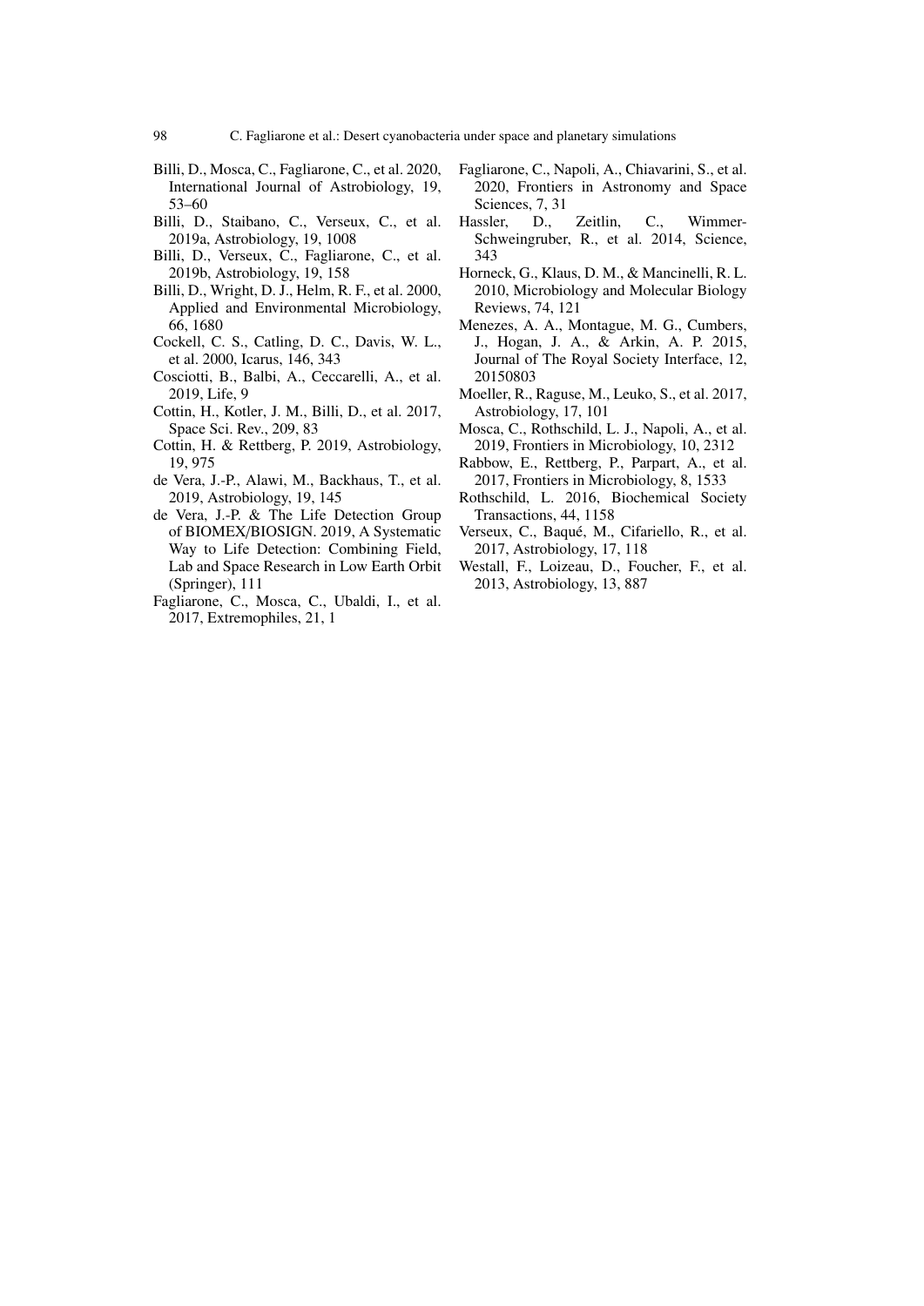Billi, D., Mosca, C., Fagliarone, C., et al. 2020, International Journal of Astrobiology, 19, 53–60

Billi, D., Staibano, C., Verseux, C., et al. 2019a, Astrobiology, 19, 1008

Billi, D., Verseux, C., Fagliarone, C., et al. 2019b, Astrobiology, 19, 158

Billi, D., Wright, D. J., Helm, R. F., et al. 2000, Applied and Environmental Microbiology, 66, 1680

Cockell, C. S., Catling, D. C., Davis, W. L., et al. 2000, Icarus, 146, 343

Cosciotti, B., Balbi, A., Ceccarelli, A., et al. 2019, Life, 9

Cottin, H., Kotler, J. M., Billi, D., et al. 2017, Space Sci. Rev., 209, 83

Cottin, H. & Rettberg, P. 2019, Astrobiology, 19, 975

de Vera, J.-P., Alawi, M., Backhaus, T., et al. 2019, Astrobiology, 19, 145

de Vera, J.-P. & The Life Detection Group of BIOMEX/BIOSIGN. 2019, A Systematic Way to Life Detection: Combining Field, Lab and Space Research in Low Earth Orbit (Springer), 111

Fagliarone, C., Mosca, C., Ubaldi, I., et al. 2017, Extremophiles, 21, 1

Fagliarone, C., Napoli, A., Chiavarini, S., et al. 2020, Frontiers in Astronomy and Space Sciences, 7, 31

Hassler, D., Zeitlin, C., Wimmer-Schweingruber, R., et al. 2014, Science, 343

Horneck, G., Klaus, D. M., & Mancinelli, R. L. 2010, Microbiology and Molecular Biology Reviews, 74, 121

Menezes, A. A., Montague, M. G., Cumbers, J., Hogan, J. A., & Arkin, A. P. 2015, Journal of The Royal Society Interface, 12, 20150803

Moeller, R., Raguse, M., Leuko, S., et al. 2017, Astrobiology, 17, 101

Mosca, C., Rothschild, L. J., Napoli, A., et al. 2019, Frontiers in Microbiology, 10, 2312

Rabbow, E., Rettberg, P., Parpart, A., et al. 2017, Frontiers in Microbiology, 8, 1533

Rothschild, L. 2016, Biochemical Society Transactions, 44, 1158

Verseux, C., Baqué, M., Cifariello, R., et al. 2017, Astrobiology, 17, 118

Westall, F., Loizeau, D., Foucher, F., et al. 2013, Astrobiology, 13, 887